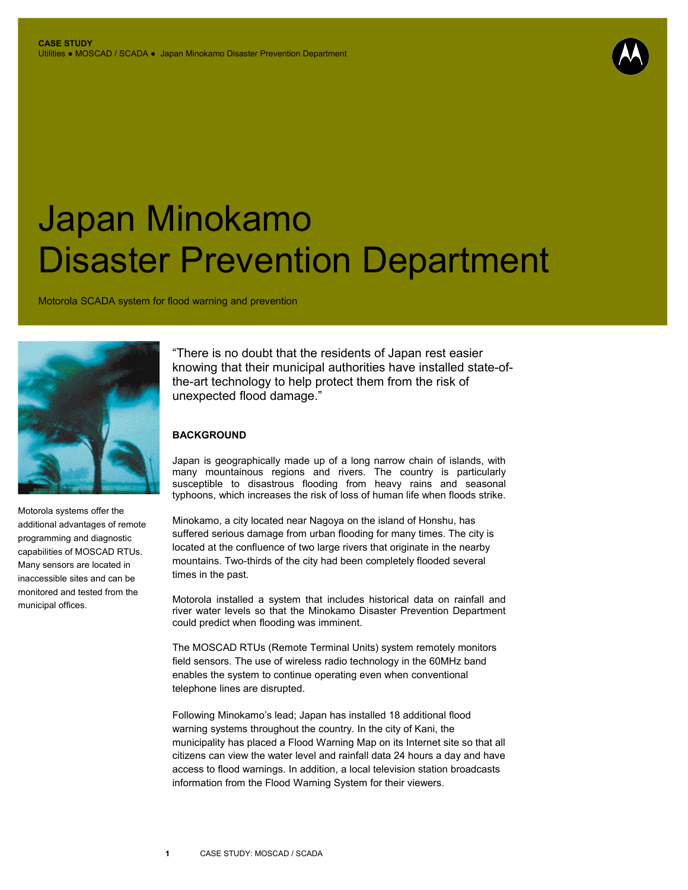**CASE STUDY**
Utilities ● MOSCAD / SCADA ● Japan Minokamo Disaster Prevention Department

# Japan Minokamo Disaster Prevention Department

Motorola SCADA system for flood warning and prevention

Motorola systems offer the additional advantages of remote programming and diagnostic capabilities of MOSCAD RTUs. Many sensors are located in inaccessible sites and can be monitored and tested from the municipal offices.

"There is no doubt that the residents of Japan rest easier knowing that their municipal authorities have installed state-of-the-art technology to help protect them from the risk of unexpected flood damage."

## BACKGROUND

Japan is geographically made up of a long narrow chain of islands, with many mountainous regions and rivers. The country is particularly susceptible to disastrous flooding from heavy rains and seasonal typhoons, which increases the risk of loss of human life when floods strike.

Minokamo, a city located near Nagoya on the island of Honshu, has suffered serious damage from urban flooding for many times. The city is located at the confluence of two large rivers that originate in the nearby mountains. Two-thirds of the city had been completely flooded several times in the past.

Motorola installed a system that includes historical data on rainfall and river water levels so that the Minokamo Disaster Prevention Department could predict when flooding was imminent.

The MOSCAD RTUs (Remote Terminal Units) system remotely monitors field sensors. The use of wireless radio technology in the 60MHz band enables the system to continue operating even when conventional telephone lines are disrupted.

Following Minokamo's lead; Japan has installed 18 additional flood warning systems throughout the country. In the city of Kani, the municipality has placed a Flood Warning Map on its Internet site so that all citizens can view the water level and rainfall data 24 hours a day and have access to flood warnings. In addition, a local television station broadcasts information from the Flood Warning System for their viewers.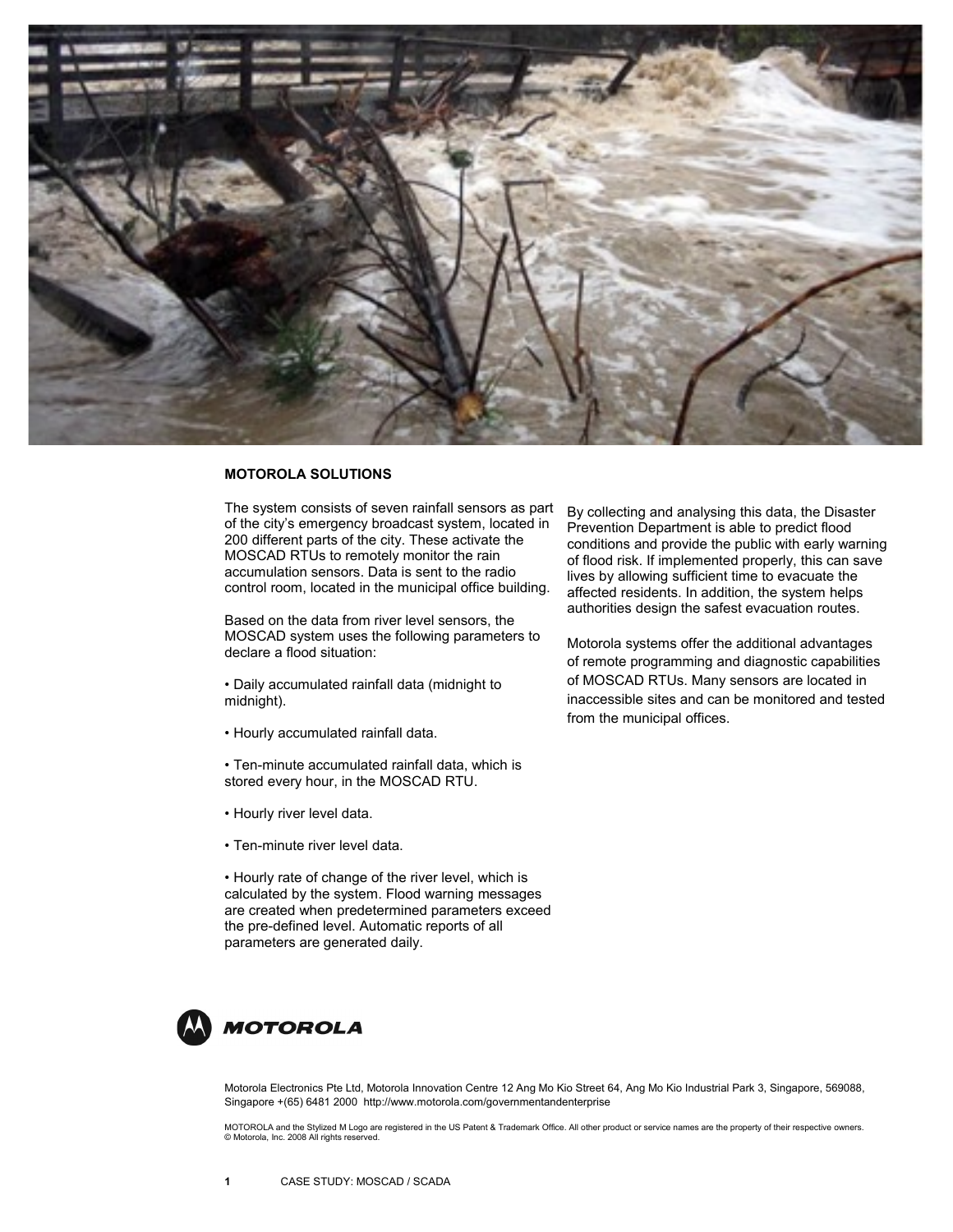**MOTOROLA SOLUTIONS**

The system consists of seven rainfall sensors as part of the city's emergency broadcast system, located in 200 different parts of the city. These activate the MOSCAD RTUs to remotely monitor the rain accumulation sensors. Data is sent to the radio control room, located in the municipal office building.

Based on the data from river level sensors, the MOSCAD system uses the following parameters to declare a flood situation:

- Daily accumulated rainfall data (midnight to midnight).
- Hourly accumulated rainfall data.
- Ten-minute accumulated rainfall data, which is stored every hour, in the MOSCAD RTU.
- Hourly river level data.
- Ten-minute river level data.
- Hourly rate of change of the river level, which is calculated by the system. Flood warning messages are created when predetermined parameters exceed the pre-defined level. Automatic reports of all parameters are generated daily.

By collecting and analysing this data, the Disaster Prevention Department is able to predict flood conditions and provide the public with early warning of flood risk. If implemented properly, this can save lives by allowing sufficient time to evacuate the affected residents. In addition, the system helps authorities design the safest evacuation routes.

Motorola systems offer the additional advantages of remote programming and diagnostic capabilities of MOSCAD RTUs. Many sensors are located in inaccessible sites and can be monitored and tested from the municipal offices.

**MOTOROLA**

Motorola Electronics Pte Ltd, Motorola Innovation Centre 12 Ang Mo Kio Street 64, Ang Mo Kio Industrial Park 3, Singapore, 569088, Singapore +(65) 6481 2000 http://www.motorola.com/governmentandenterprise

MOTOROLA and the Stylized M Logo are registered in the US Patent & Trademark Office. All other product or service names are the property of their respective owners. © Motorola, Inc. 2008 All rights reserved.